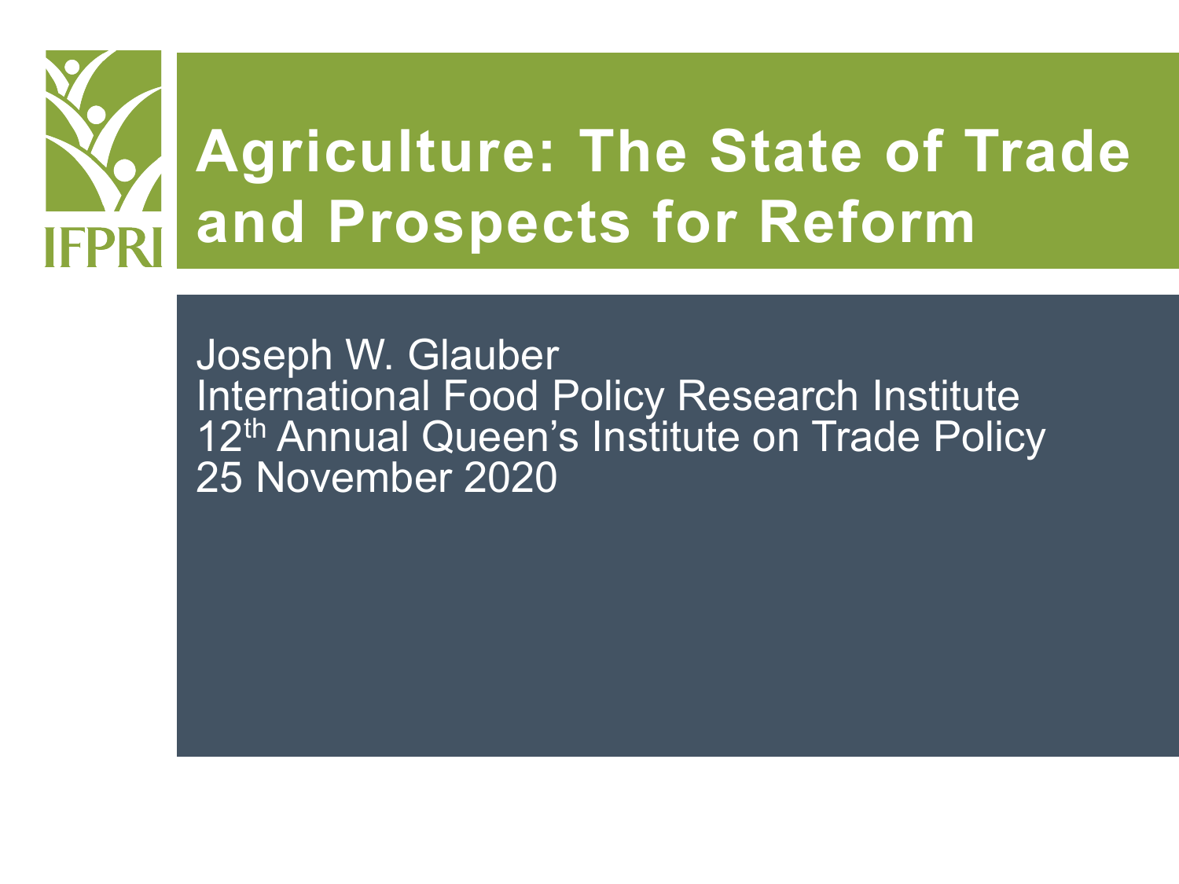IFPRI

# Agriculture: The State of Trade and Prospects for Reform

Joseph W. Glauber
International Food Policy Research Institute
12th Annual Queen's Institute on Trade Policy
25 November 2020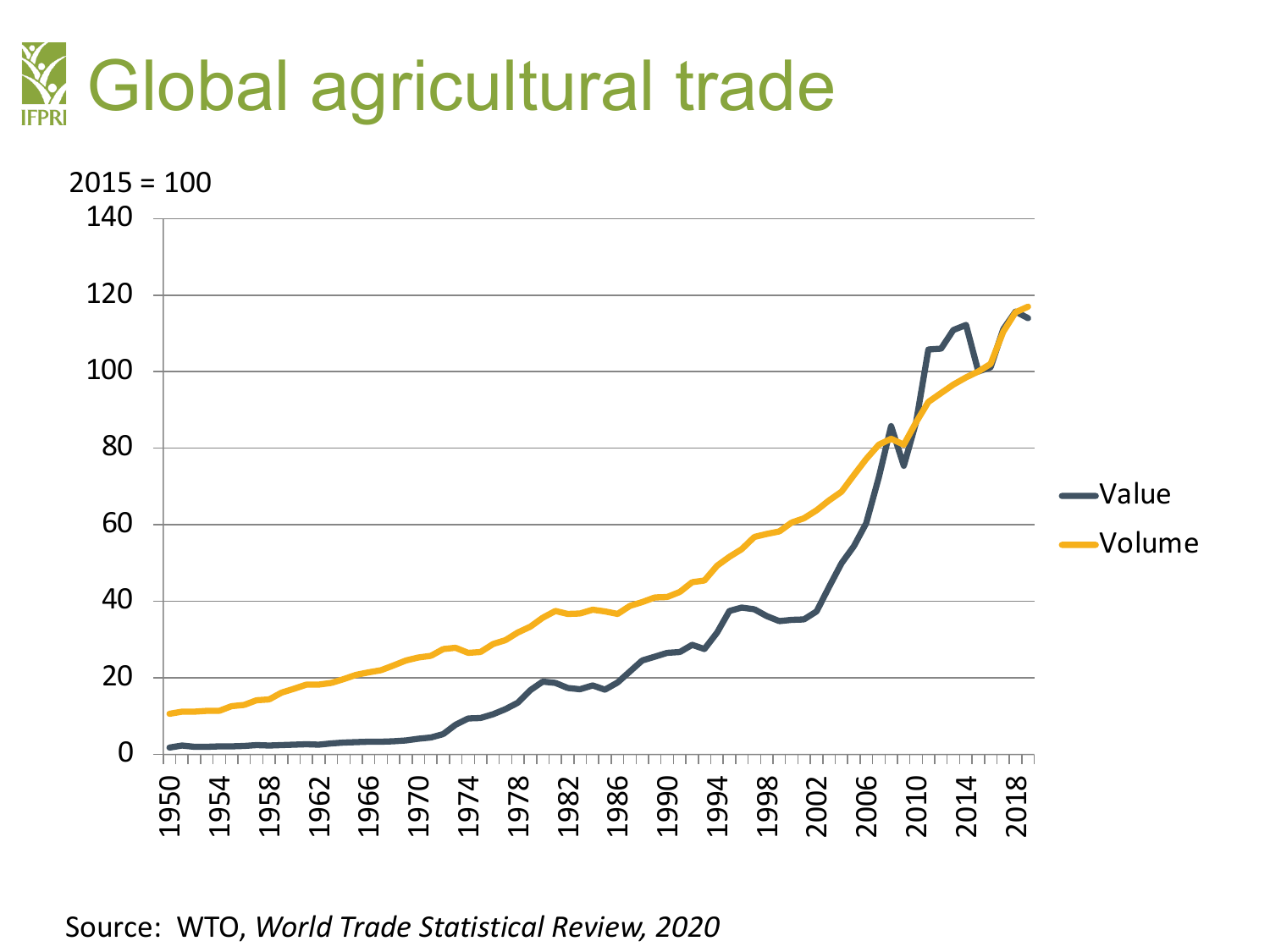# Global agricultural trade

2015 = 100

Value

Volume

Source: WTO, *World Trade Statistical Review, 2020*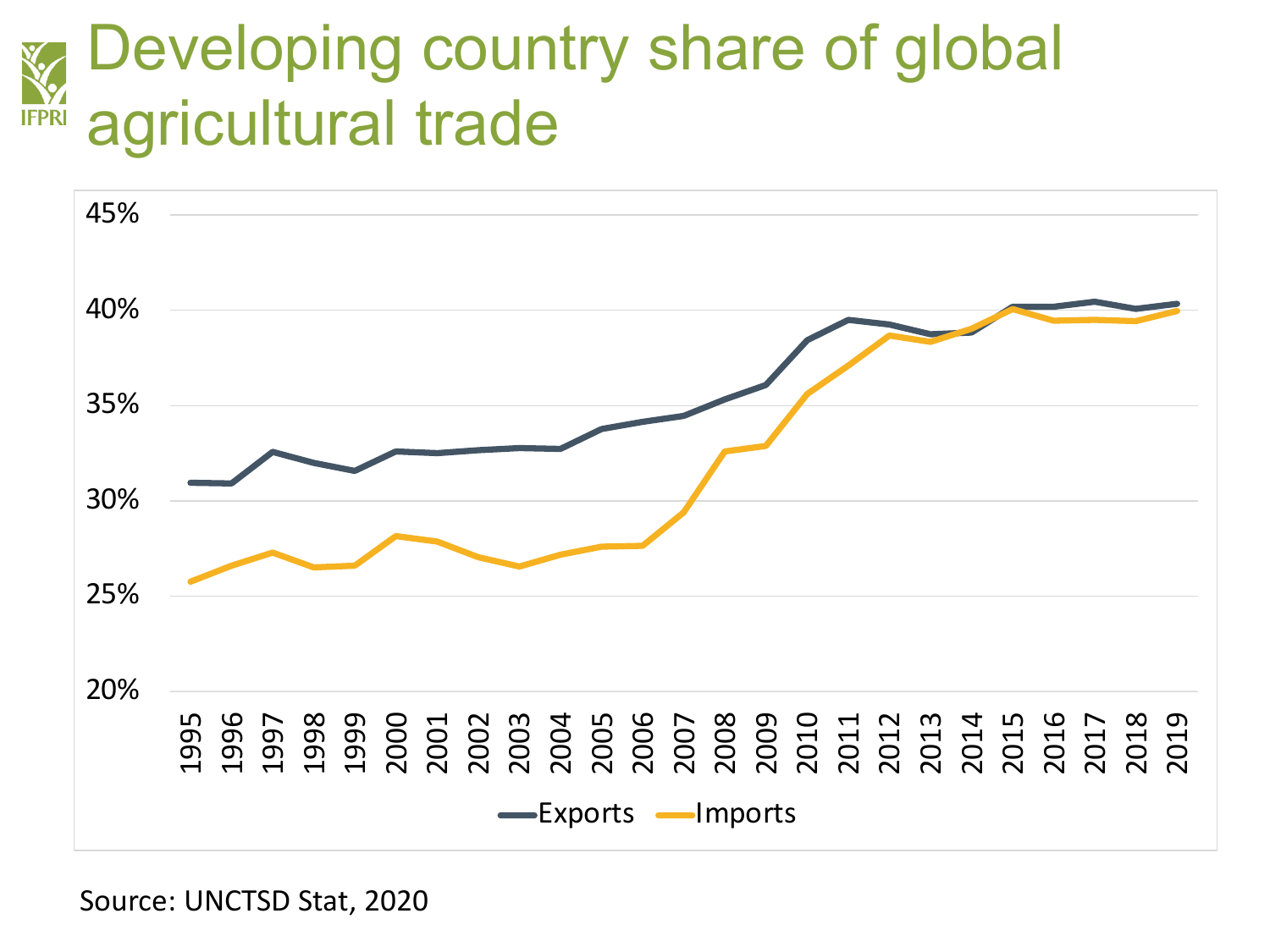# Developing country share of global agricultural trade

Source: UNCTSD Stat, 2020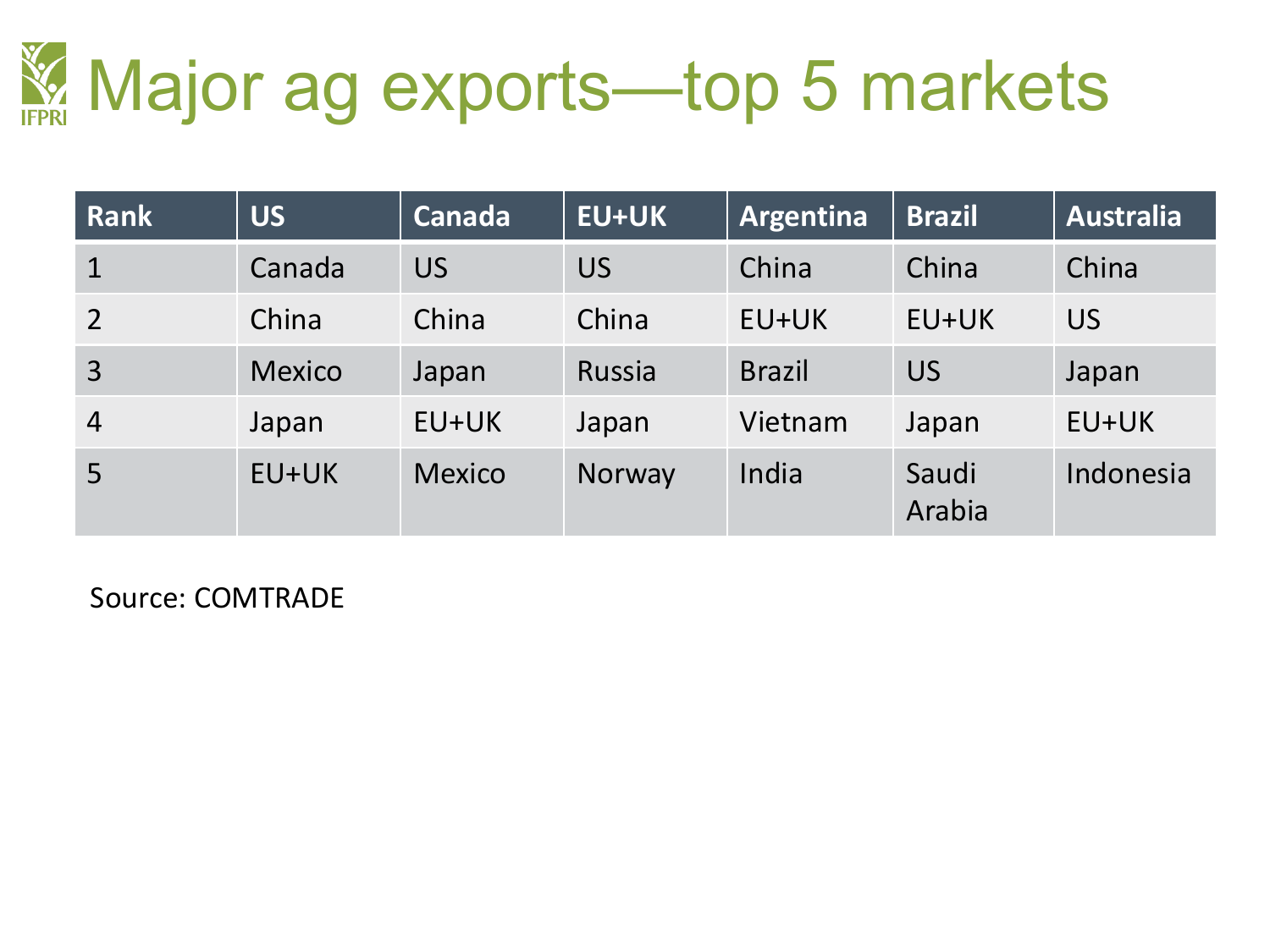# Major ag exports—top 5 markets

| Rank | US | Canada | EU+UK | Argentina | Brazil | Australia |
|---|---|---|---|---|---|---|
| 1 | Canada | US | US | China | China | China |
| 2 | China | China | China | EU+UK | EU+UK | US |
| 3 | Mexico | Japan | Russia | Brazil | US | Japan |
| 4 | Japan | EU+UK | Japan | Vietnam | Japan | EU+UK |
| 5 | EU+UK | Mexico | Norway | India | Saudi Arabia | Indonesia |

Source: COMTRADE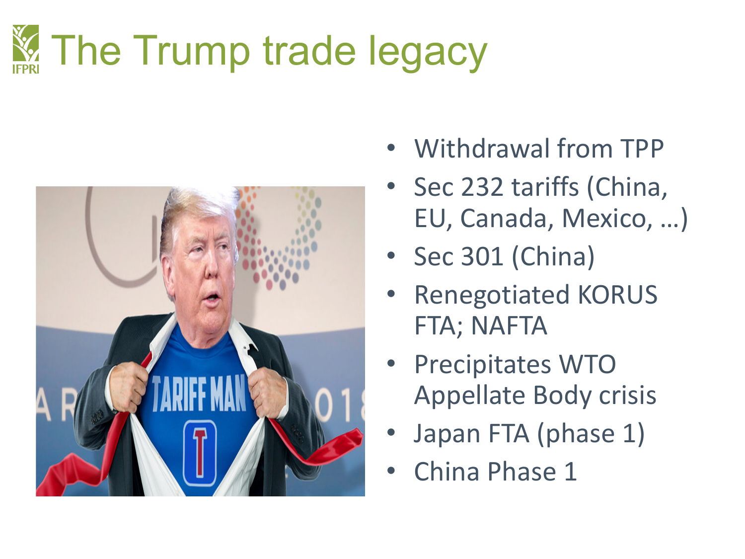# The Trump trade legacy

- Withdrawal from TPP
- Sec 232 tariffs (China, EU, Canada, Mexico, …)
- Sec 301 (China)
- Renegotiated KORUS FTA; NAFTA
- Precipitates WTO Appellate Body crisis
- Japan FTA (phase 1)
- China Phase 1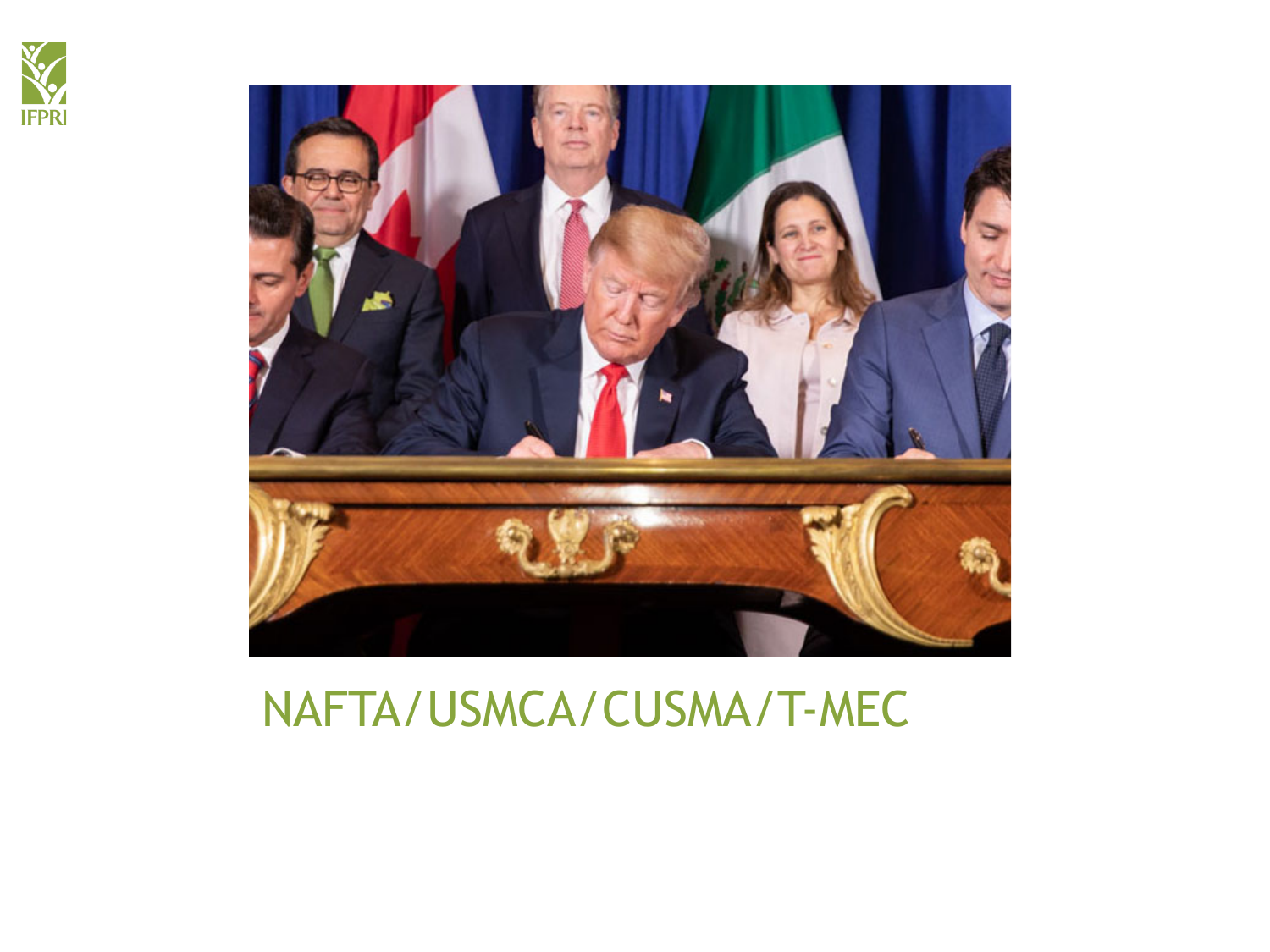NAFTA/USMCA/CUSMA/T-MEC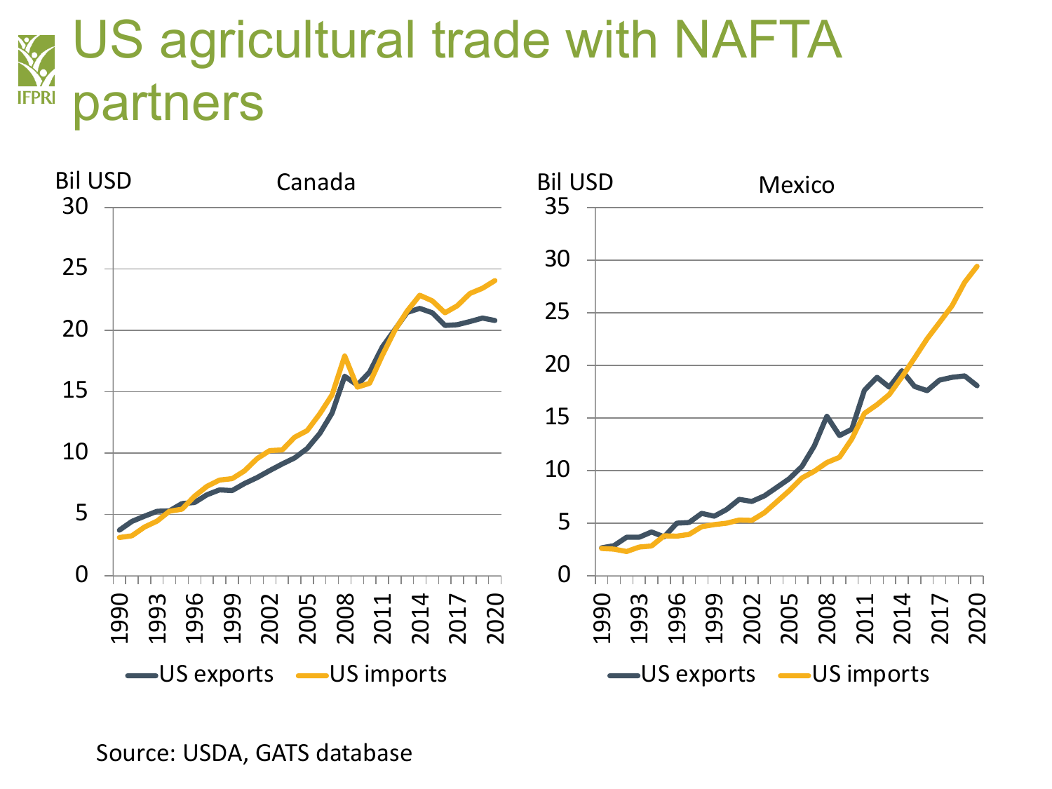# US agricultural trade with NAFTA partners

Source: USDA, GATS database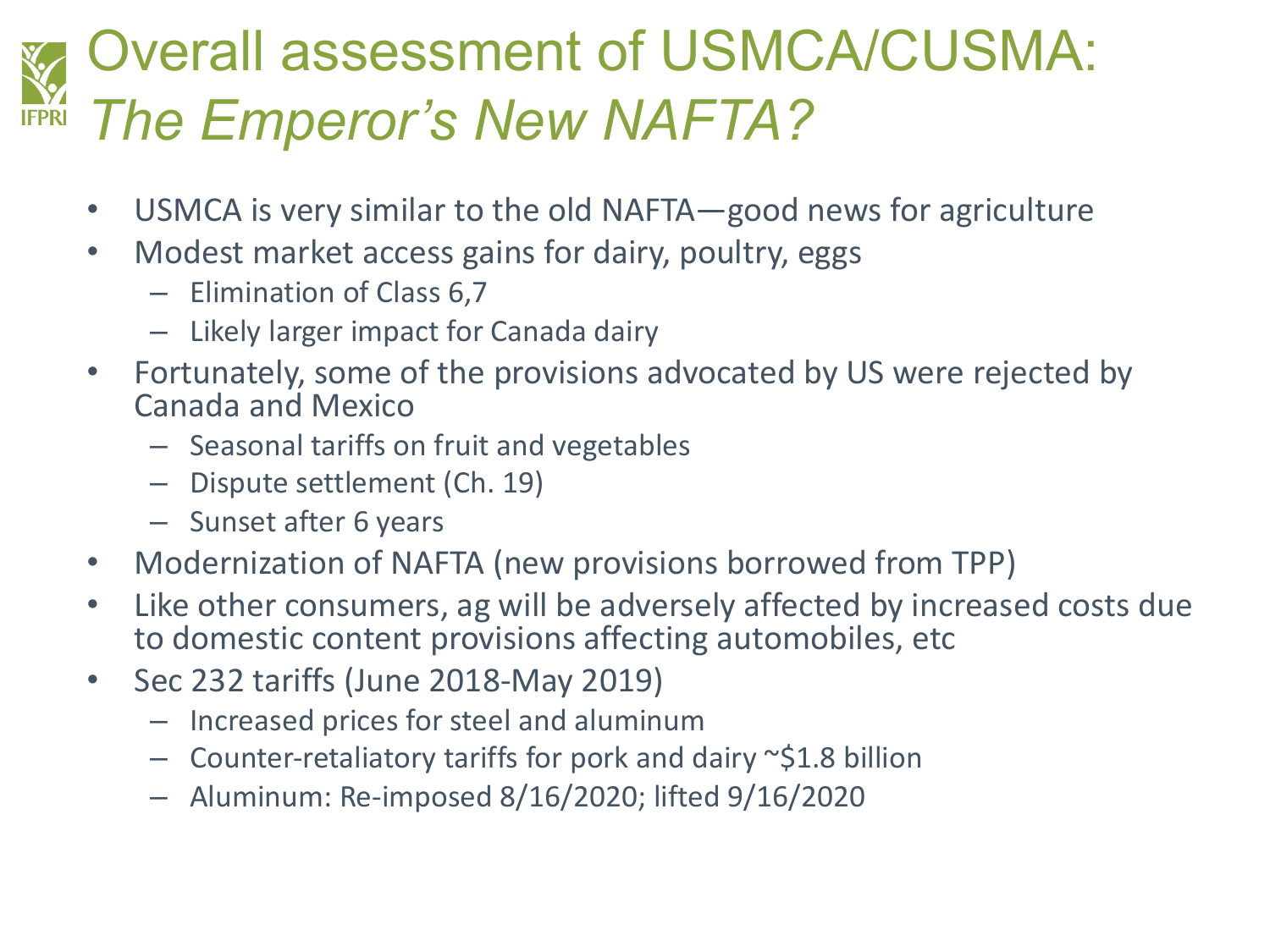# Overall assessment of USMCA/CUSMA: *The Emperor's New NAFTA?*

- USMCA is very similar to the old NAFTA—good news for agriculture
- Modest market access gains for dairy, poultry, eggs
  - Elimination of Class 6,7
  - Likely larger impact for Canada dairy
- Fortunately, some of the provisions advocated by US were rejected by Canada and Mexico
  - Seasonal tariffs on fruit and vegetables
  - Dispute settlement (Ch. 19)
  - Sunset after 6 years
- Modernization of NAFTA (new provisions borrowed from TPP)
- Like other consumers, ag will be adversely affected by increased costs due to domestic content provisions affecting automobiles, etc
- Sec 232 tariffs (June 2018-May 2019)
  - Increased prices for steel and aluminum
  - Counter-retaliatory tariffs for pork and dairy ~$1.8 billion
  - Aluminum: Re-imposed 8/16/2020; lifted 9/16/2020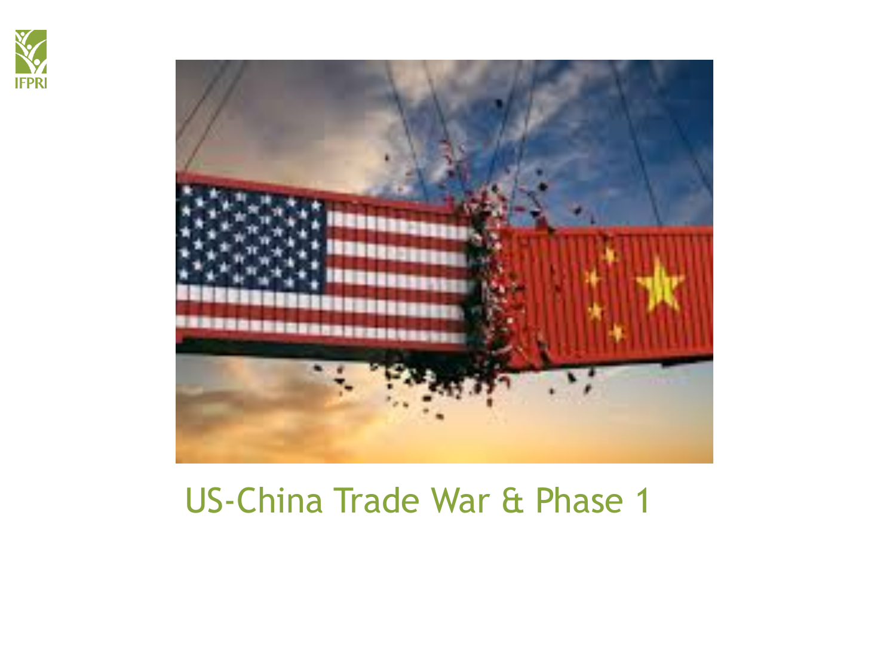US-China Trade War & Phase 1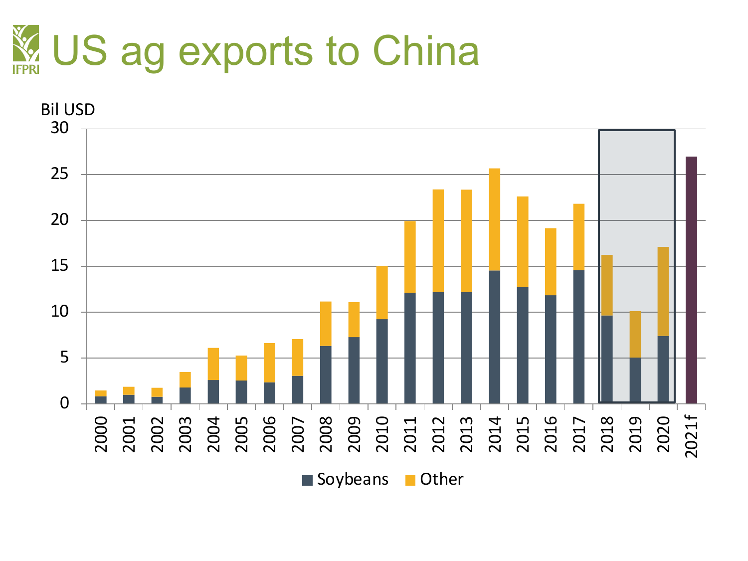# US ag exports to China

Bil USD

| Year | Soybeans | Other |
|---|---|---|
| 2000 | | |
| 2001 | | |
| 2002 | | |
| 2003 | | |
| 2004 | | |
| 2005 | | |
| 2006 | | |
| 2007 | | |
| 2008 | | |
| 2009 | | |
| 2010 | | |
| 2011 | | |
| 2012 | | |
| 2013 | | |
| 2014 | | |
| 2015 | | |
| 2016 | | |
| 2017 | | |
| 2018 | | |
| 2019 | | |
| 2020 | | |
| 2021f | | |

Soybeans Other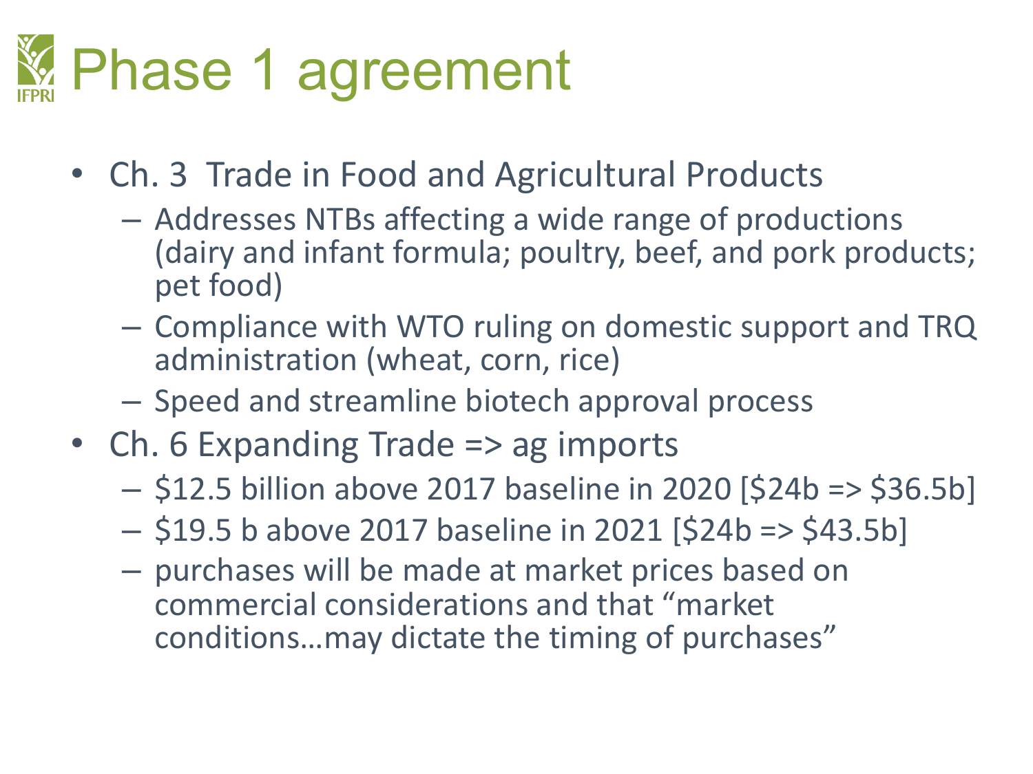# Phase 1 agreement

- Ch. 3 Trade in Food and Agricultural Products
  - Addresses NTBs affecting a wide range of productions (dairy and infant formula; poultry, beef, and pork products; pet food)
  - Compliance with WTO ruling on domestic support and TRQ administration (wheat, corn, rice)
  - Speed and streamline biotech approval process
- Ch. 6 Expanding Trade => ag imports
  - $12.5 billion above 2017 baseline in 2020 [$24b => $36.5b]
  - $19.5 b above 2017 baseline in 2021 [$24b => $43.5b]
  - purchases will be made at market prices based on commercial considerations and that "market conditions…may dictate the timing of purchases"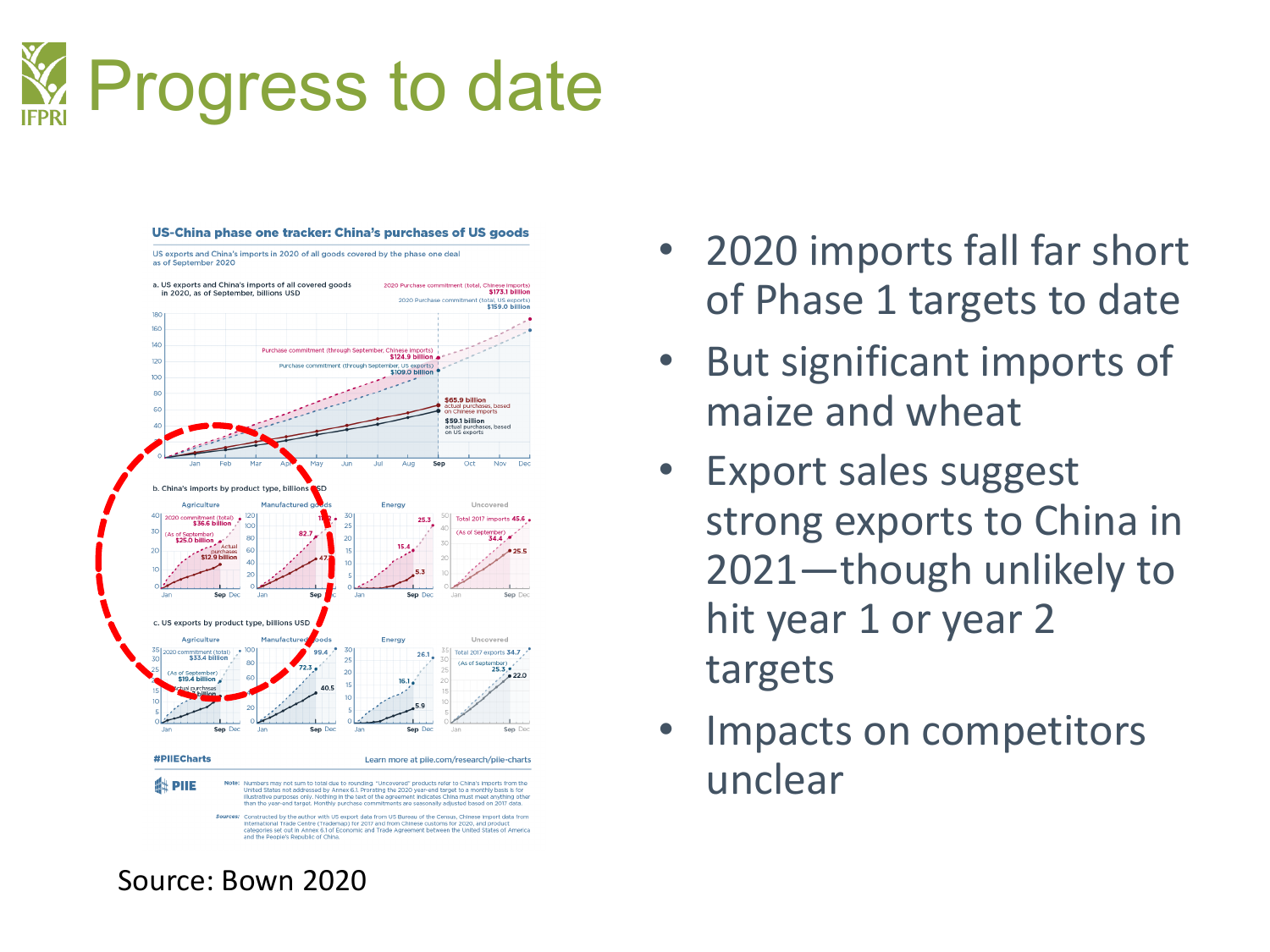# Progress to date

- 2020 imports fall far short of Phase 1 targets to date
- But significant imports of maize and wheat
- Export sales suggest strong exports to China in 2021—though unlikely to hit year 1 or year 2 targets
- Impacts on competitors unclear

Source: Bown 2020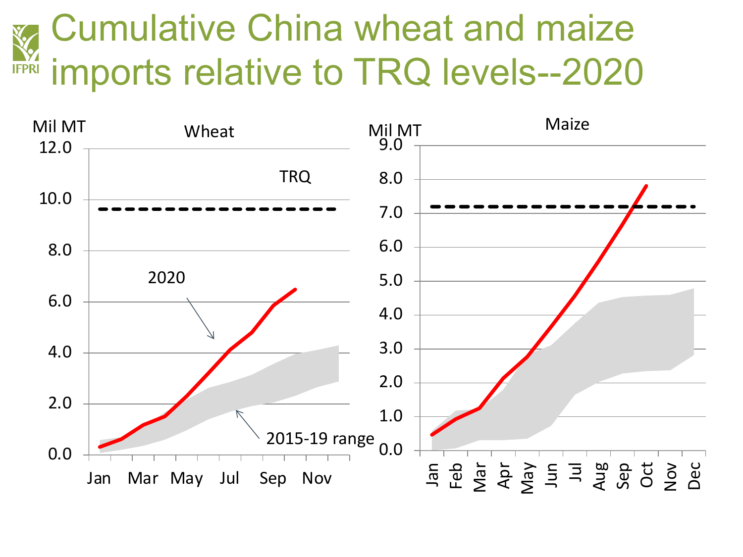# Cumulative China wheat and maize imports relative to TRQ levels--2020

**Wheat** (Mil MT)

- TRQ
- 2020
- 2015-19 range

Y-axis: 0.0, 2.0, 4.0, 6.0, 8.0, 10.0, 12.0

X-axis: Jan, Mar, May, Jul, Sep, Nov

**Maize** (Mil MT)

Y-axis: 0.0, 1.0, 2.0, 3.0, 4.0, 5.0, 6.0, 7.0, 8.0, 9.0

X-axis: Jan, Feb, Mar, Apr, May, Jun, Jul, Aug, Sep, Oct, Nov, Dec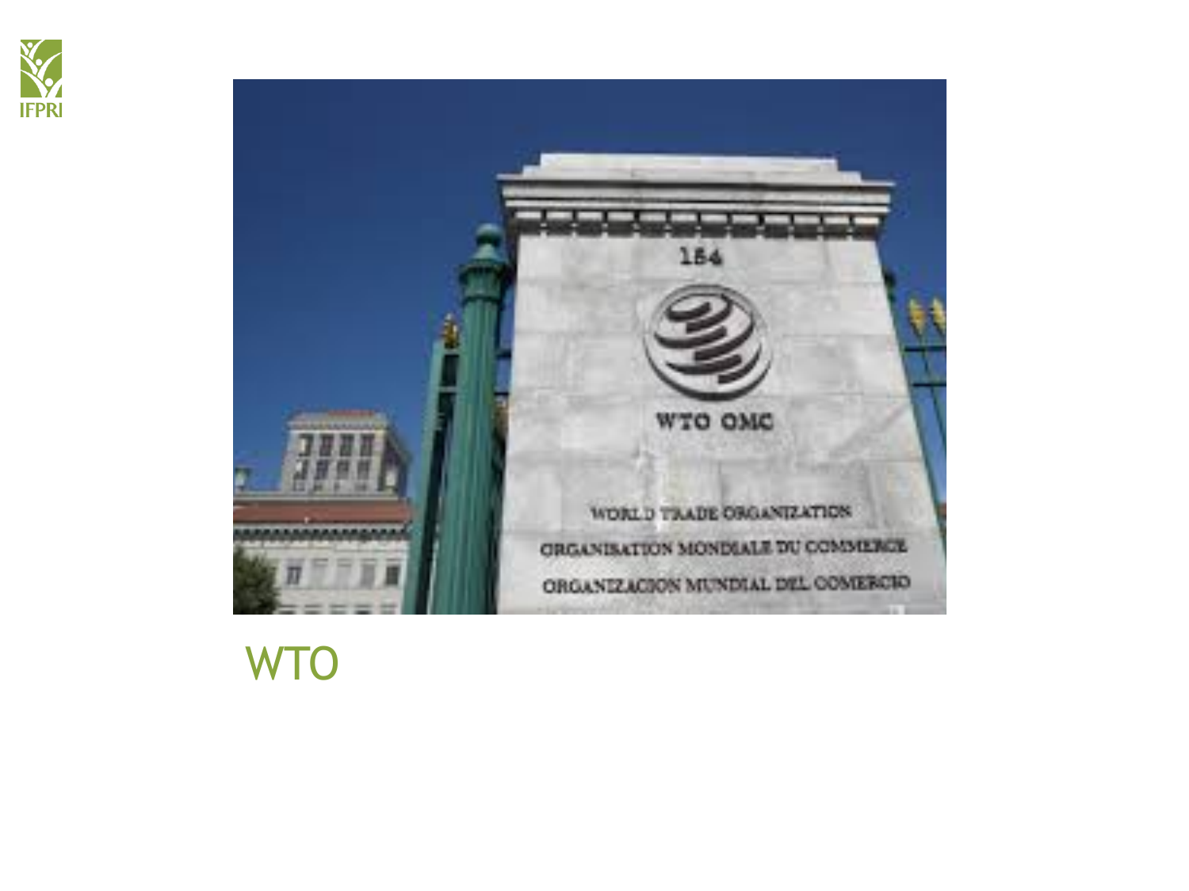# WTO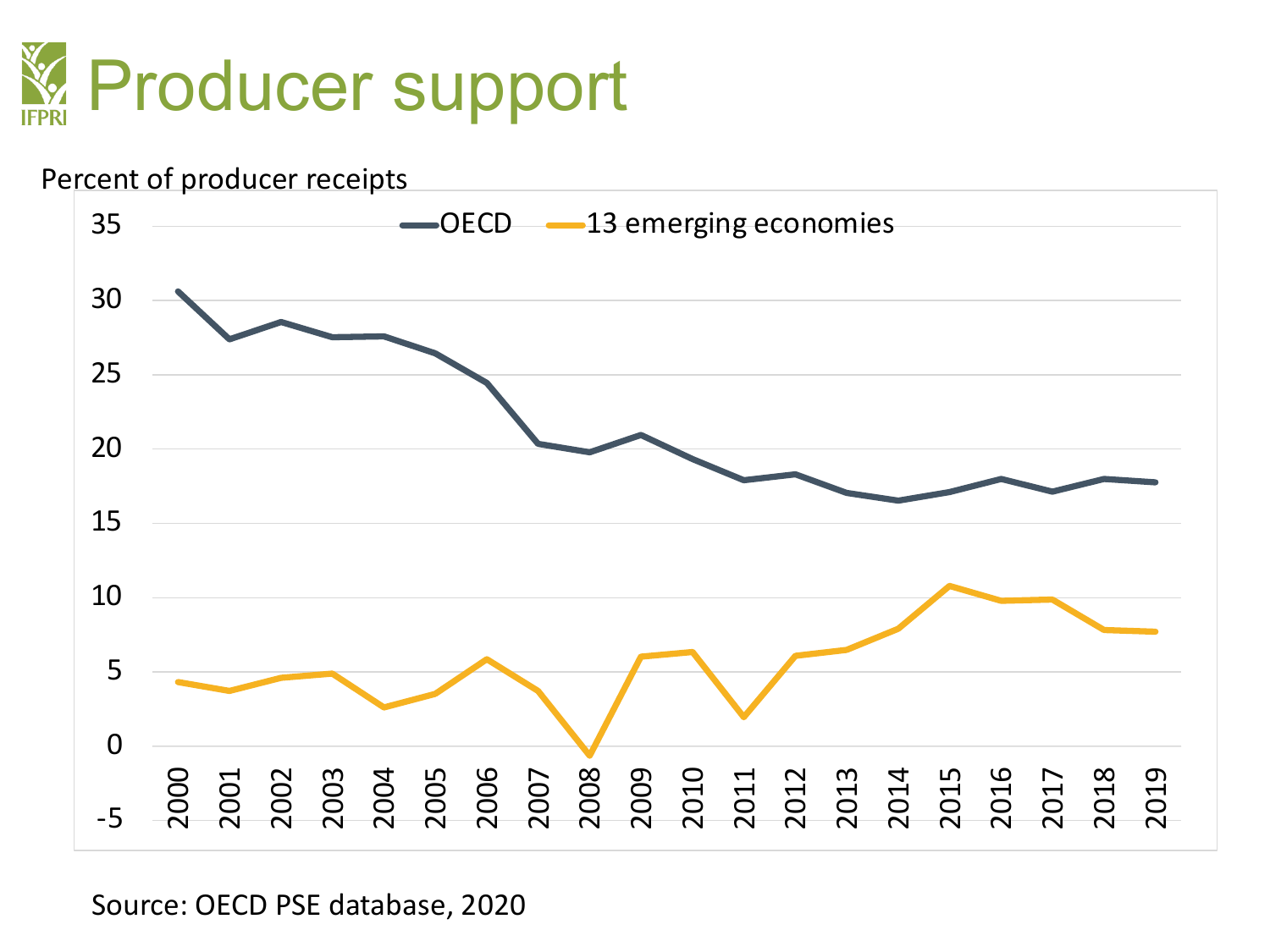# Producer support

Percent of producer receipts

Legend: OECD; 13 emerging economies

Source: OECD PSE database, 2020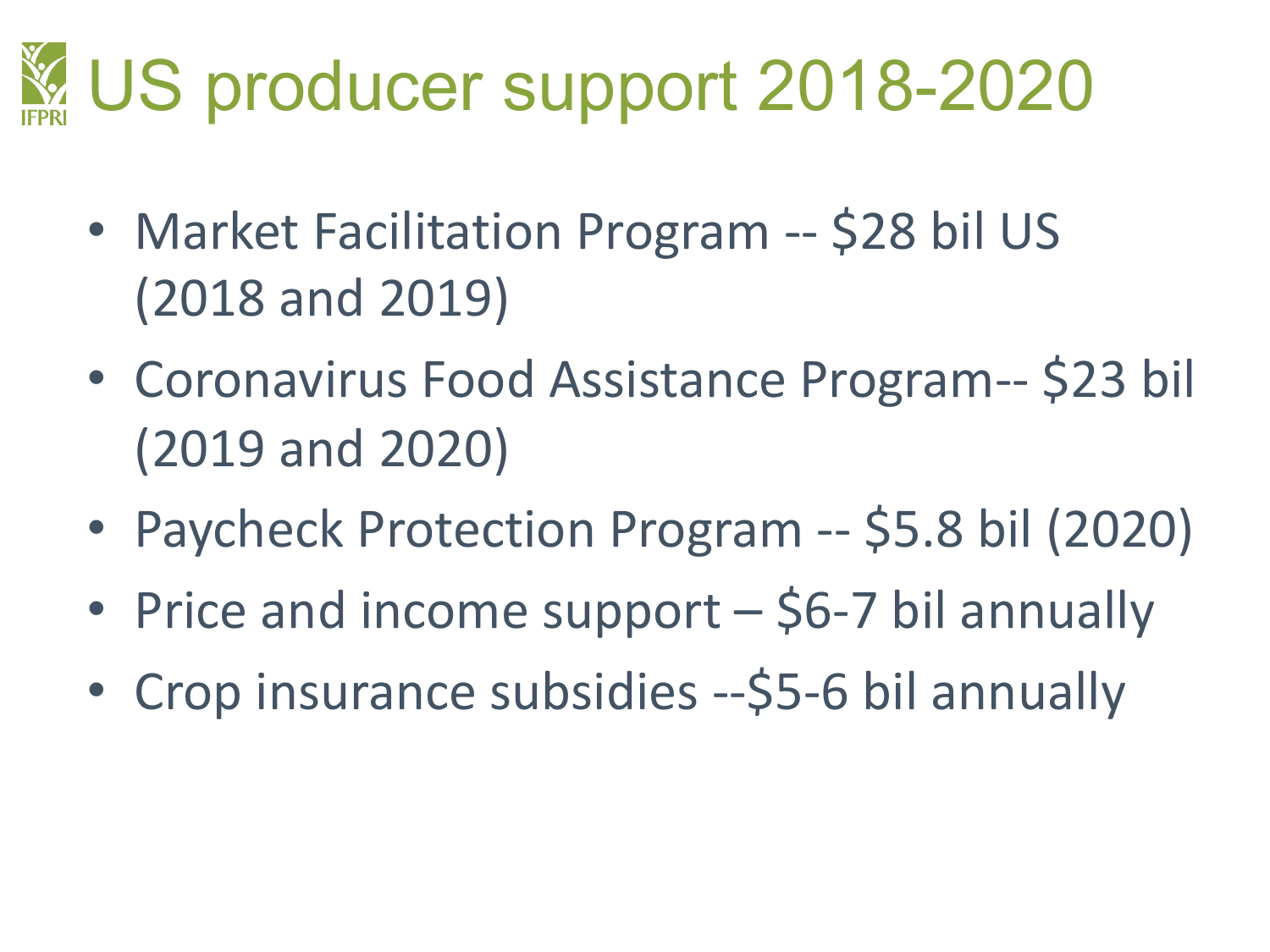# US producer support 2018-2020

- Market Facilitation Program -- $28 bil US (2018 and 2019)
- Coronavirus Food Assistance Program-- $23 bil (2019 and 2020)
- Paycheck Protection Program -- $5.8 bil (2020)
- Price and income support – $6-7 bil annually
- Crop insurance subsidies --$5-6 bil annually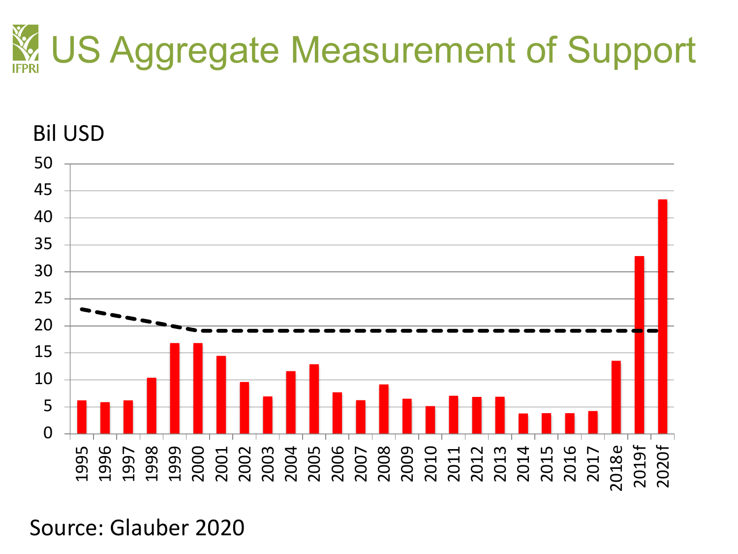# US Aggregate Measurement of Support

Bil USD

| Year | AMS (Bil USD) |
|---|---|
| 1995 | 6.2 |
| 1996 | 5.9 |
| 1997 | 6.2 |
| 1998 | 10.4 |
| 1999 | 16.8 |
| 2000 | 16.8 |
| 2001 | 14.4 |
| 2002 | 9.6 |
| 2003 | 6.9 |
| 2004 | 11.6 |
| 2005 | 12.9 |
| 2006 | 7.7 |
| 2007 | 6.2 |
| 2008 | 9.2 |
| 2009 | 6.5 |
| 2010 | 5.1 |
| 2011 | 7.0 |
| 2012 | 6.8 |
| 2013 | 6.9 |
| 2014 | 3.8 |
| 2015 | 3.8 |
| 2016 | 3.8 |
| 2017 | 4.2 |
| 2018e | 13.5 |
| 2019f | 32.9 |
| 2020f | 43.4 |

Source: Glauber 2020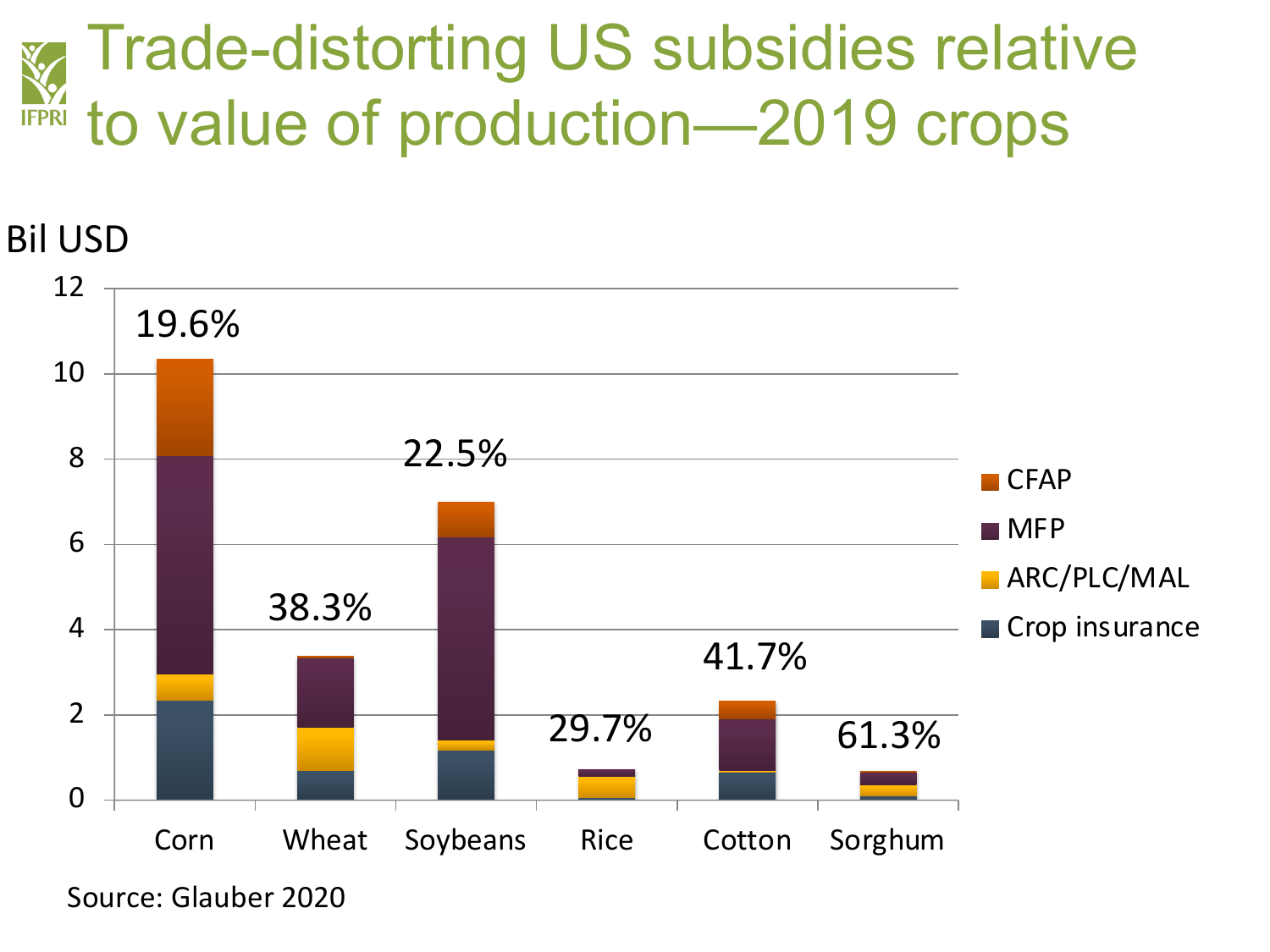# Trade-distorting US subsidies relative to value of production—2019 crops

Bil USD

| Crop | Share of value of production |
|---|---|
| Corn | 19.6% |
| Wheat | 38.3% |
| Soybeans | 22.5% |
| Rice | 29.7% |
| Cotton | 41.7% |
| Sorghum | 61.3% |

Legend: CFAP, MFP, ARC/PLC/MAL, Crop insurance

Source: Glauber 2020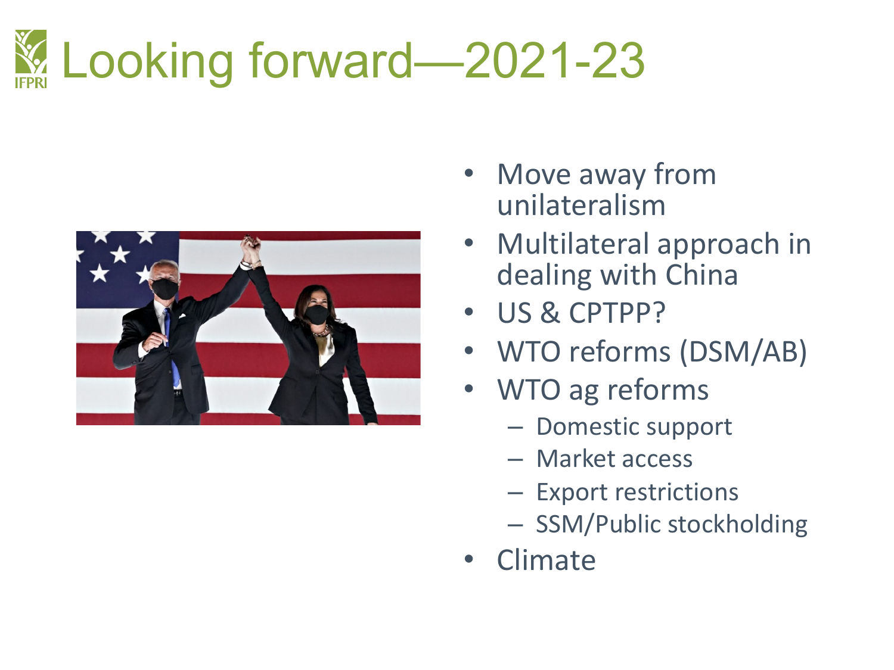# Looking forward—2021-23

- Move away from unilateralism
- Multilateral approach in dealing with China
- US & CPTPP?
- WTO reforms (DSM/AB)
- WTO ag reforms
  - Domestic support
  - Market access
  - Export restrictions
  - SSM/Public stockholding
- Climate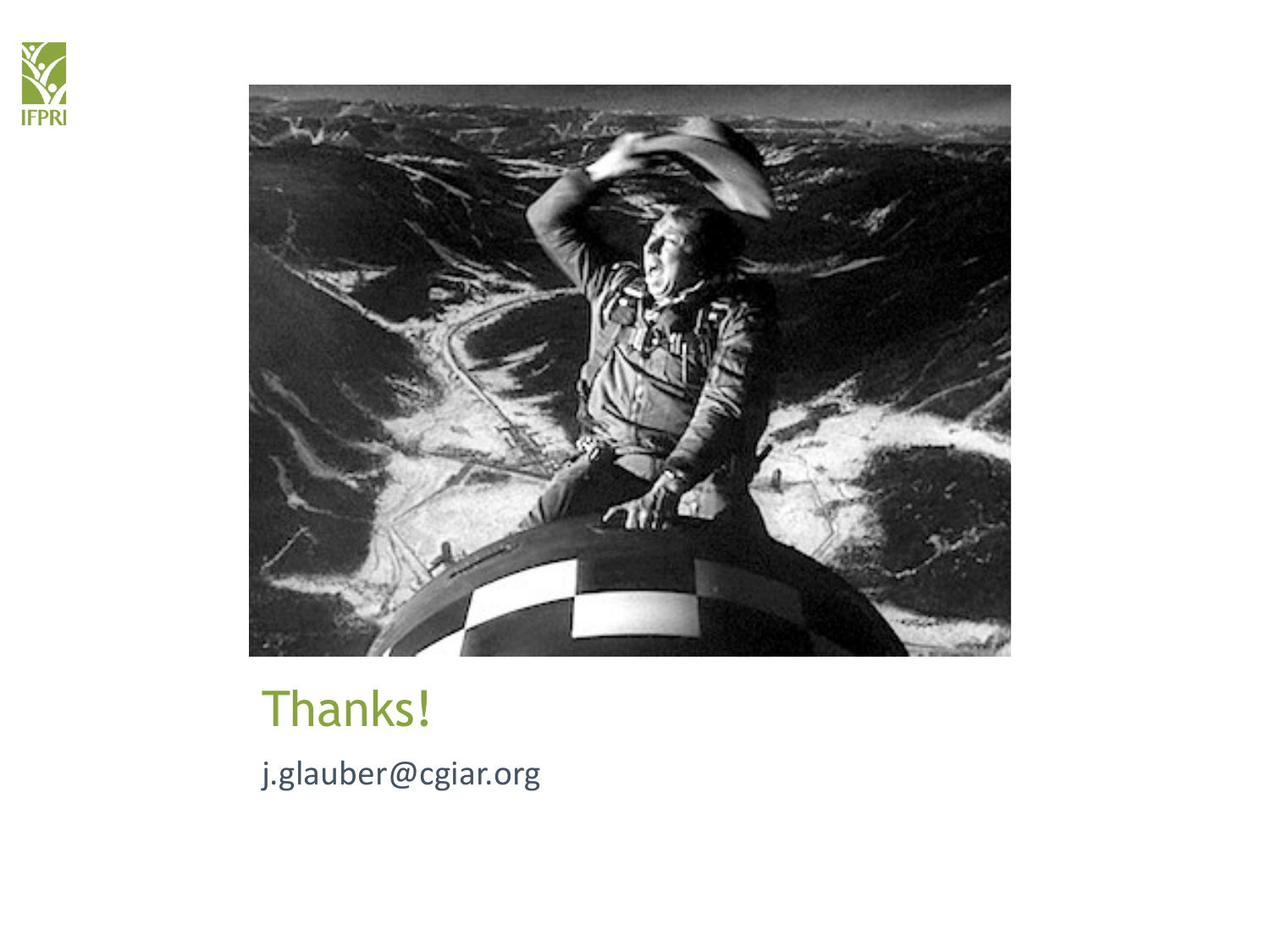Thanks!

j.glauber@cgiar.org